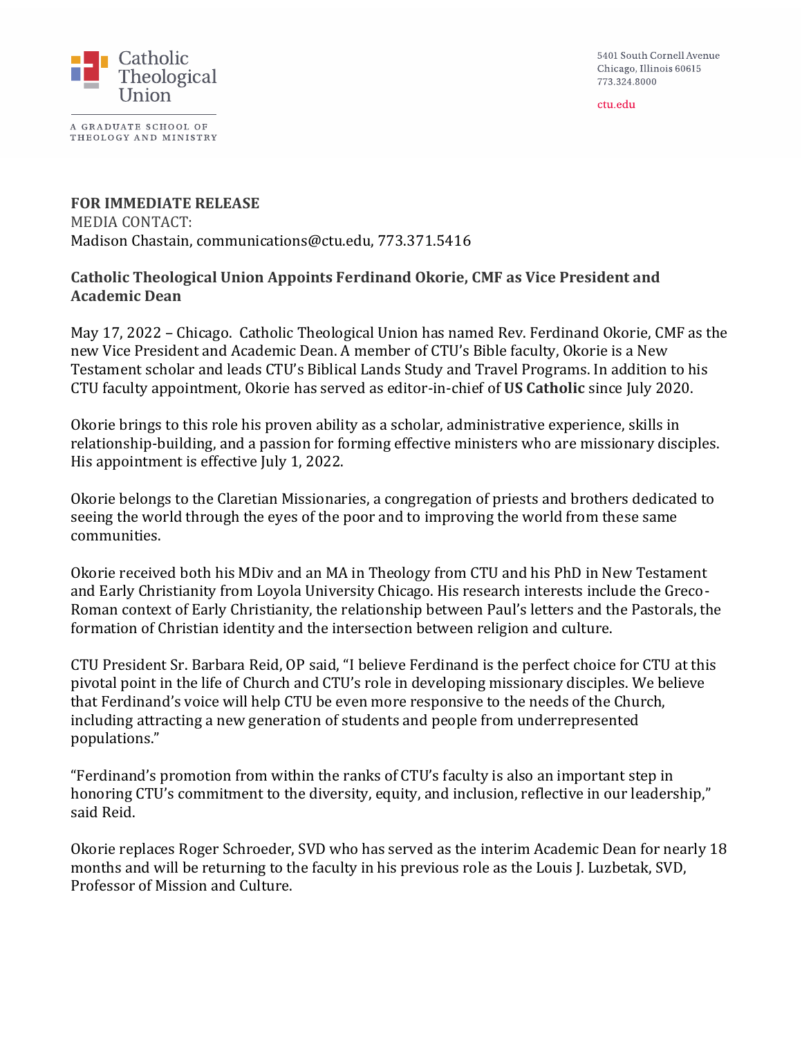Catholic Theological Union

A GRADUATE SCHOOL OF THEOLOGY AND MINISTRY

5401 South Cornell Avenue
Chicago, Illinois 60615
773.324.8000

ctu.edu

**FOR IMMEDIATE RELEASE**
MEDIA CONTACT:
Madison Chastain, communications@ctu.edu, 773.371.5416

**Catholic Theological Union Appoints Ferdinand Okorie, CMF as Vice President and Academic Dean**

May 17, 2022 – Chicago. Catholic Theological Union has named Rev. Ferdinand Okorie, CMF as the new Vice President and Academic Dean. A member of CTU's Bible faculty, Okorie is a New Testament scholar and leads CTU's Biblical Lands Study and Travel Programs. In addition to his CTU faculty appointment, Okorie has served as editor-in-chief of **US Catholic** since July 2020.

Okorie brings to this role his proven ability as a scholar, administrative experience, skills in relationship-building, and a passion for forming effective ministers who are missionary disciples. His appointment is effective July 1, 2022.

Okorie belongs to the Claretian Missionaries, a congregation of priests and brothers dedicated to seeing the world through the eyes of the poor and to improving the world from these same communities.

Okorie received both his MDiv and an MA in Theology from CTU and his PhD in New Testament and Early Christianity from Loyola University Chicago. His research interests include the Greco-Roman context of Early Christianity, the relationship between Paul's letters and the Pastorals, the formation of Christian identity and the intersection between religion and culture.

CTU President Sr. Barbara Reid, OP said, "I believe Ferdinand is the perfect choice for CTU at this pivotal point in the life of Church and CTU's role in developing missionary disciples. We believe that Ferdinand's voice will help CTU be even more responsive to the needs of the Church, including attracting a new generation of students and people from underrepresented populations."

"Ferdinand's promotion from within the ranks of CTU's faculty is also an important step in honoring CTU's commitment to the diversity, equity, and inclusion, reflective in our leadership," said Reid.

Okorie replaces Roger Schroeder, SVD who has served as the interim Academic Dean for nearly 18 months and will be returning to the faculty in his previous role as the Louis J. Luzbetak, SVD, Professor of Mission and Culture.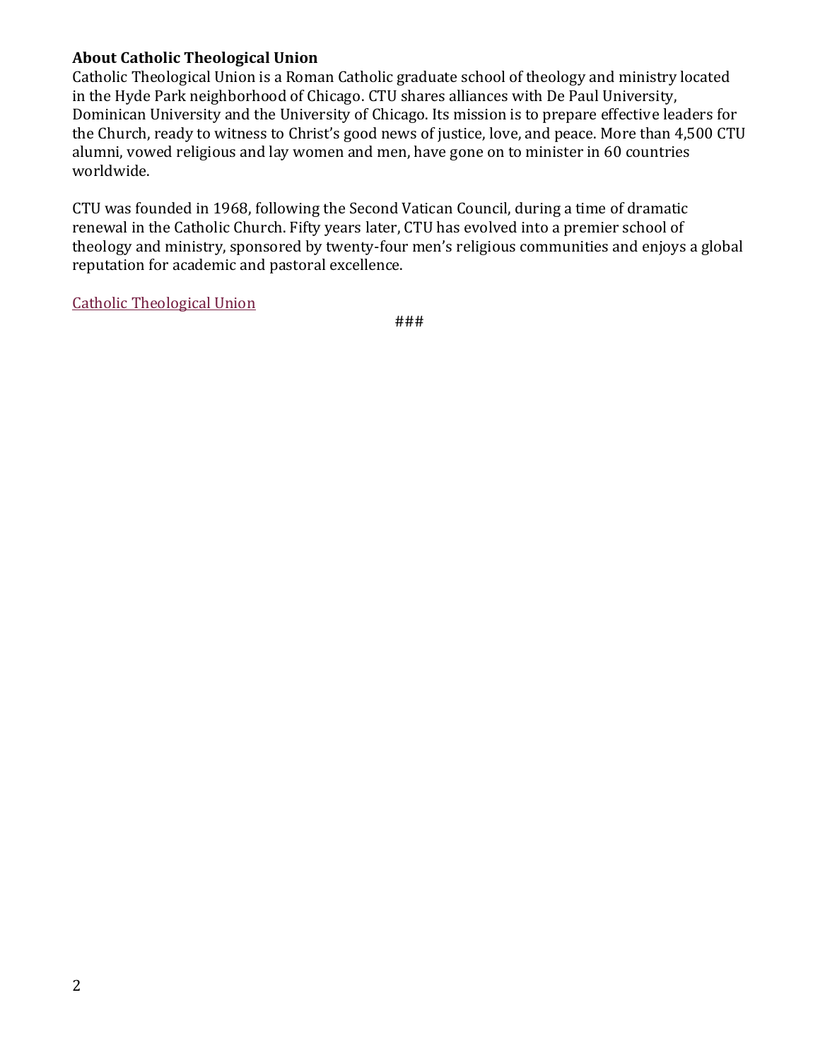**About Catholic Theological Union**

Catholic Theological Union is a Roman Catholic graduate school of theology and ministry located in the Hyde Park neighborhood of Chicago. CTU shares alliances with De Paul University, Dominican University and the University of Chicago. Its mission is to prepare effective leaders for the Church, ready to witness to Christ's good news of justice, love, and peace. More than 4,500 CTU alumni, vowed religious and lay women and men, have gone on to minister in 60 countries worldwide.

CTU was founded in 1968, following the Second Vatican Council, during a time of dramatic renewal in the Catholic Church. Fifty years later, CTU has evolved into a premier school of theology and ministry, sponsored by twenty-four men's religious communities and enjoys a global reputation for academic and pastoral excellence.

Catholic Theological Union

###